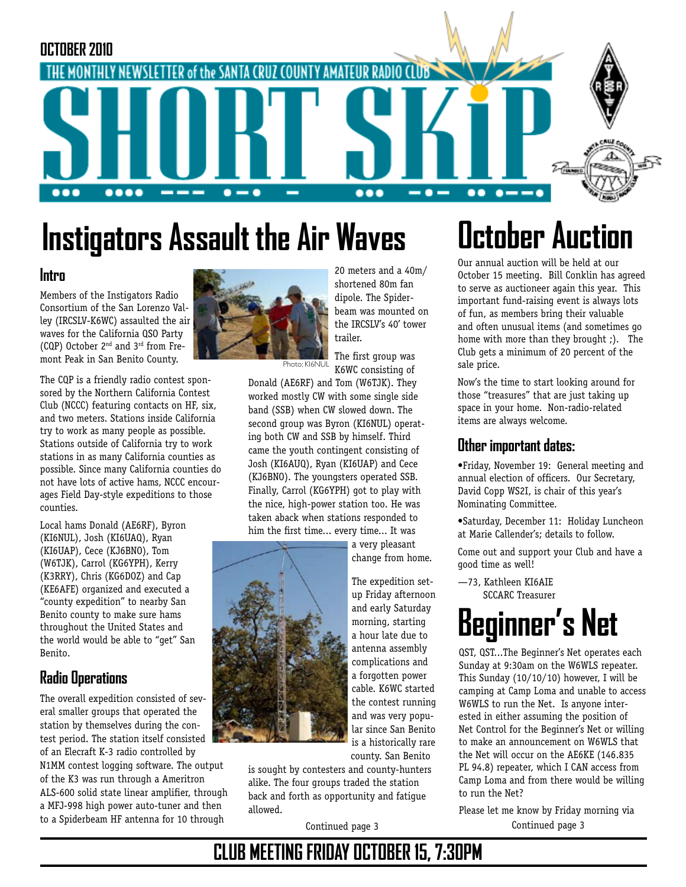OCTOBER 2010

THE MONTHLY NEWSLETTER of the SANTA CRUZ COUNTY AMATEUR RADIO CLUB

# SHORT SKiP

# Instigators Assault the Air Waves

## Intro

Members of the Instigators Radio Consortium of the San Lorenzo Valley (IRCSLV-K6WC) assaulted the air waves for the California QSO Party (CQP) October 2nd and 3rd from Fremont Peak in San Benito County.

Photo: KI6NUL

The CQP is a friendly radio contest sponsored by the Northern California Contest Club (NCCC) featuring contacts on HF, six, and two meters. Stations inside California try to work as many people as possible. Stations outside of California try to work stations in as many California counties as possible. Since many California counties do not have lots of active hams, NCCC encourages Field Day-style expeditions to those counties.

Local hams Donald (AE6RF), Byron (KI6NUL), Josh (KI6UAQ), Ryan (KI6UAP), Cece (KJ6BNO), Tom (W6TJK), Carrol (KG6YPH), Kerry (K3RRY), Chris (KG6DOZ) and Cap (KE6AFE) organized and executed a "county expedition" to nearby San Benito county to make sure hams throughout the United States and the world would be able to "get" San Benito.

## Radio Operations

The overall expedition consisted of several smaller groups that operated the station by themselves during the contest period. The station itself consisted of an Elecraft K-3 radio controlled by N1MM contest logging software. The output of the K3 was run through a Ameritron ALS-600 solid state linear amplifier, through a MFJ-998 high power auto-tuner and then to a Spiderbeam HF antenna for 10 through 20 meters and a 40m/shortened 80m fan dipole. The Spiderbeam was mounted on the IRCSLV's 40' tower trailer.

The first group was K6WC consisting of Donald (AE6RF) and Tom (W6TJK). They worked mostly CW with some single side band (SSB) when CW slowed down. The second group was Byron (KI6NUL) operating both CW and SSB by himself. Third came the youth contingent consisting of Josh (KI6AUQ), Ryan (KI6UAP) and Cece (KJ6BNO). The youngsters operated SSB. Finally, Carrol (KG6YPH) got to play with the nice, high-power station too. He was taken aback when stations responded to him the first time... every time... It was a very pleasant change from home.

The expedition setup Friday afternoon and early Saturday morning, starting a hour late due to antenna assembly complications and a forgotten power cable. K6WC started the contest running and was very popular since San Benito is a historically rare county. San Benito is sought by contesters and county-hunters alike. The four groups traded the station back and forth as opportunity and fatigue allowed.

Continued page 3

# October Auction

Our annual auction will be held at our October 15 meeting. Bill Conklin has agreed to serve as auctioneer again this year. This important fund-raising event is always lots of fun, as members bring their valuable and often unusual items (and sometimes go home with more than they brought ;). The Club gets a minimum of 20 percent of the sale price.

Now's the time to start looking around for those "treasures" that are just taking up space in your home. Non-radio-related items are always welcome.

## Other important dates:

•Friday, November 19: General meeting and annual election of officers. Our Secretary, David Copp WS2I, is chair of this year's Nominating Committee.

•Saturday, December 11: Holiday Luncheon at Marie Callender's; details to follow.

Come out and support your Club and have a good time as well!

—73, Kathleen KI6AIE
SCCARC Treasurer

# Beginner's Net

QST, QST...The Beginner's Net operates each Sunday at 9:30am on the W6WLS repeater. This Sunday (10/10/10) however, I will be camping at Camp Loma and unable to access W6WLS to run the Net. Is anyone interested in either assuming the position of Net Control for the Beginner's Net or willing to make an announcement on W6WLS that the Net will occur on the AE6KE (146.835 PL 94.8) repeater, which I CAN access from Camp Loma and from there would be willing to run the Net?

Please let me know by Friday morning via

Continued page 3

**CLUB MEETING FRIDAY OCTOBER 15, 7:30PM**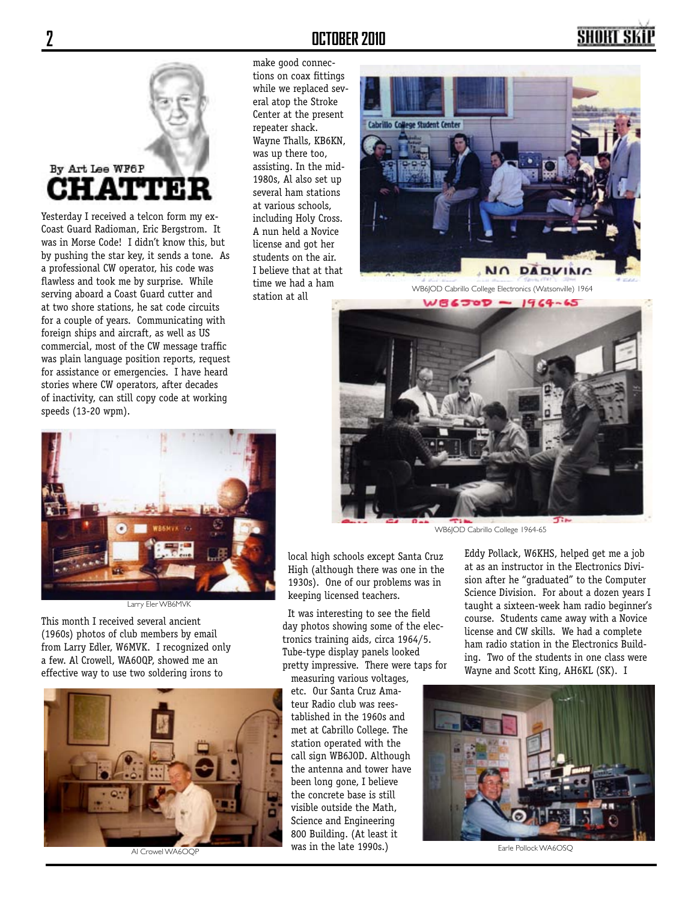## CHATTER

By Art Lee WF6P

Yesterday I received a telcon form my ex-Coast Guard Radioman, Eric Bergstrom. It was in Morse Code! I didn't know this, but by pushing the star key, it sends a tone. As a professional CW operator, his code was flawless and took me by surprise. While serving aboard a Coast Guard cutter and at two shore stations, he sat code circuits for a couple of years. Communicating with foreign ships and aircraft, as well as US commercial, most of the CW message traffic was plain language position reports, request for assistance or emergencies. I have heard stories where CW operators, after decades of inactivity, can still copy code at working speeds (13-20 wpm).

Larry Eler WB6MVK

This month I received several ancient (1960s) photos of club members by email from Larry Edler, W6MVK. I recognized only a few. Al Crowell, WA6OQP, showed me an effective way to use two soldering irons to make good connections on coax fittings while we replaced several atop the Stroke Center at the present repeater shack. Wayne Thalls, KB6KN, was up there too, assisting. In the mid-1980s, Al also set up several ham stations at various schools, including Holy Cross. A nun held a Novice license and got her students on the air. I believe that at that time we had a ham station at all local high schools except Santa Cruz High (although there was one in the 1930s). One of our problems was in keeping licensed teachers.

Al Crowel WA6OQP

WB6JOD Cabrillo College Electronics (Watsonville) 1964

WB6JOD Cabrillo College 1964-65

It was interesting to see the field day photos showing some of the electronics training aids, circa 1964/5. Tube-type display panels looked pretty impressive. There were taps for measuring various voltages, etc. Our Santa Cruz Amateur Radio club was reestablished in the 1960s and met at Cabrillo College. The station operated with the call sign WB6JOD. Although the antenna and tower have been long gone, I believe the concrete base is still visible outside the Math, Science and Engineering 800 Building. (At least it was in the late 1990s.)

Eddy Pollack, W6KHS, helped get me a job at as an instructor in the Electronics Division after he "graduated" to the Computer Science Division. For about a dozen years I taught a sixteen-week ham radio beginner's course. Students came away with a Novice license and CW skills. We had a complete ham radio station in the Electronics Building. Two of the students in one class were Wayne and Scott King, AH6KL (SK). I

Earle Pollock WA6OSQ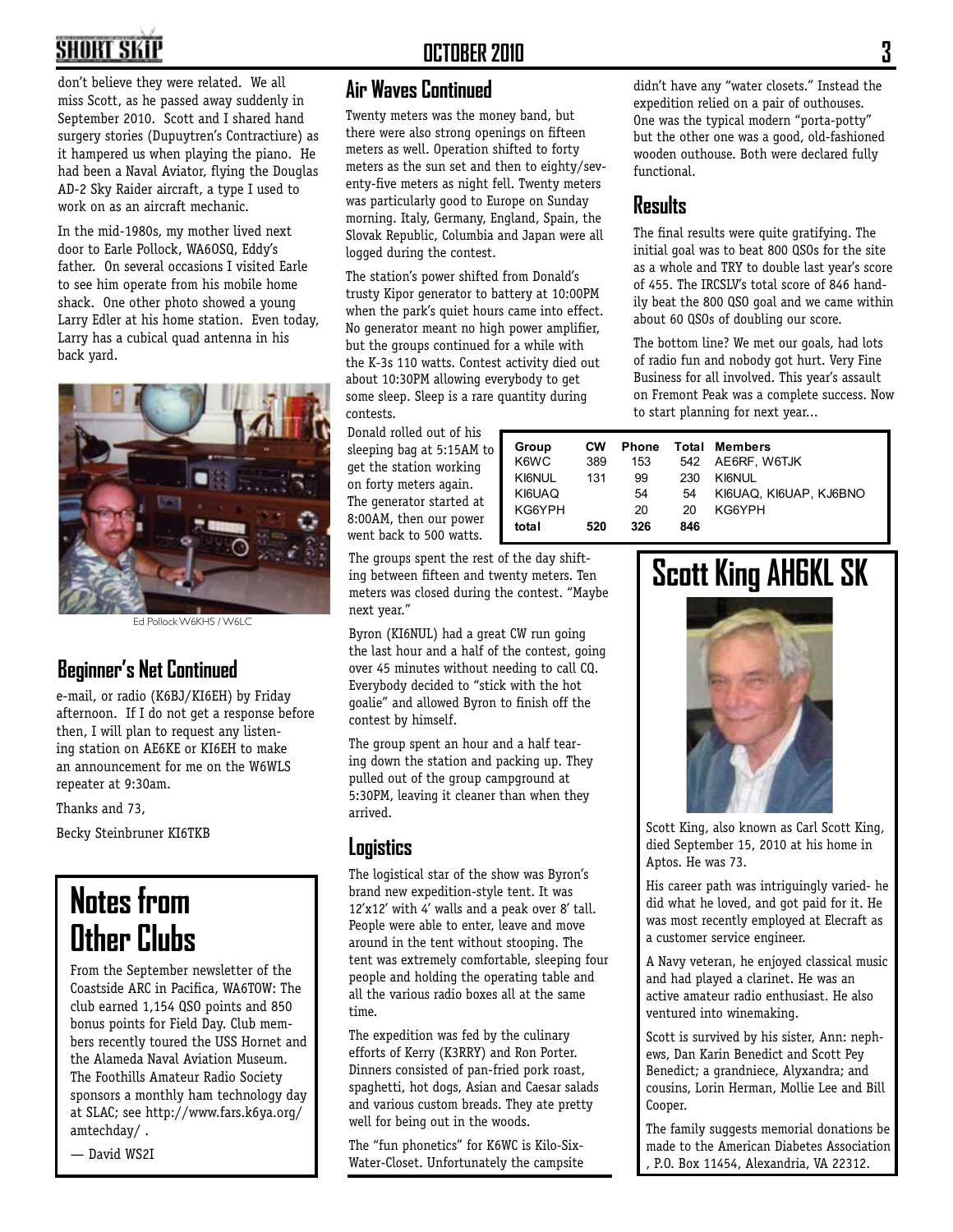don't believe they were related. We all miss Scott, as he passed away suddenly in September 2010. Scott and I shared hand surgery stories (Dupuytren's Contractiure) as it hampered us when playing the piano. He had been a Naval Aviator, flying the Douglas AD-2 Sky Raider aircraft, a type I used to work on as an aircraft mechanic.

In the mid-1980s, my mother lived next door to Earle Pollock, WA6OSQ, Eddy's father. On several occasions I visited Earle to see him operate from his mobile home shack. One other photo showed a young Larry Edler at his home station. Even today, Larry has a cubical quad antenna in his back yard.

Ed Pollock W6KHS / W6LC

## Beginner's Net Continued

e-mail, or radio (K6BJ/KI6EH) by Friday afternoon. If I do not get a response before then, I will plan to request any listening station on AE6KE or KI6EH to make an announcement for me on the W6WLS repeater at 9:30am.

Thanks and 73,

Becky Steinbruner KI6TKB

# Notes from Other Clubs

From the September newsletter of the Coastside ARC in Pacifica, WA6TOW: The club earned 1,154 QSO points and 850 bonus points for Field Day. Club members recently toured the USS Hornet and the Alameda Naval Aviation Museum. The Foothills Amateur Radio Society sponsors a monthly ham technology day at SLAC; see http://www.fars.k6ya.org/amtechday/ .

— David WS2I

## Air Waves Continued

Twenty meters was the money band, but there were also strong openings on fifteen meters as well. Operation shifted to forty meters as the sun set and then to eighty/seventy-five meters as night fell. Twenty meters was particularly good to Europe on Sunday morning. Italy, Germany, England, Spain, the Slovak Republic, Columbia and Japan were all logged during the contest.

The station's power shifted from Donald's trusty Kipor generator to battery at 10:00PM when the park's quiet hours came into effect. No generator meant no high power amplifier, but the groups continued for a while with the K-3s 110 watts. Contest activity died out about 10:30PM allowing everybody to get some sleep. Sleep is a rare quantity during contests.

Donald rolled out of his sleeping bag at 5:15AM to get the station working on forty meters again. The generator started at 8:00AM, then our power went back to 500 watts.

The groups spent the rest of the day shifting between fifteen and twenty meters. Ten meters was closed during the contest. "Maybe next year."

Byron (KI6NUL) had a great CW run going the last hour and a half of the contest, going over 45 minutes without needing to call CQ. Everybody decided to "stick with the hot goalie" and allowed Byron to finish off the contest by himself.

The group spent an hour and a half tearing down the station and packing up. They pulled out of the group campground at 5:30PM, leaving it cleaner than when they arrived.

## Logistics

The logistical star of the show was Byron's brand new expedition-style tent. It was 12'x12' with 4' walls and a peak over 8' tall. People were able to enter, leave and move around in the tent without stooping. The tent was extremely comfortable, sleeping four people and holding the operating table and all the various radio boxes all at the same time.

The expedition was fed by the culinary efforts of Kerry (K3RRY) and Ron Porter. Dinners consisted of pan-fried pork roast, spaghetti, hot dogs, Asian and Caesar salads and various custom breads. They ate pretty well for being out in the woods.

The "fun phonetics" for K6WC is Kilo-Six-Water-Closet. Unfortunately the campsite didn't have any "water closets." Instead the expedition relied on a pair of outhouses. One was the typical modern "porta-potty" but the other one was a good, old-fashioned wooden outhouse. Both were declared fully functional.

## Results

The final results were quite gratifying. The initial goal was to beat 800 QSOs for the site as a whole and TRY to double last year's score of 455. The IRCSLV's total score of 846 handily beat the 800 QSO goal and we came within about 60 QSOs of doubling our score.

The bottom line? We met our goals, had lots of radio fun and nobody got hurt. Very Fine Business for all involved. This year's assault on Fremont Peak was a complete success. Now to start planning for next year...

| Group | CW | Phone | Total | Members |
|---|---|---|---|---|
| K6WC | 389 | 153 | 542 | AE6RF, W6TJK |
| KI6NUL | 131 | 99 | 230 | KI6NUL |
| KI6UAQ | | 54 | 54 | KI6UAQ, KI6UAP, KJ6BNO |
| KG6YPH | | 20 | 20 | KG6YPH |
| **total** | **520** | **326** | **846** | |

# Scott King AH6KL SK

Scott King, also known as Carl Scott King, died September 15, 2010 at his home in Aptos. He was 73.

His career path was intriguingly varied- he did what he loved, and got paid for it. He was most recently employed at Elecraft as a customer service engineer.

A Navy veteran, he enjoyed classical music and had played a clarinet. He was an active amateur radio enthusiast. He also ventured into winemaking.

Scott is survived by his sister, Ann: nephews, Dan Karin Benedict and Scott Pey Benedict; a grandniece, Alyxandra; and cousins, Lorin Herman, Mollie Lee and Bill Cooper.

The family suggests memorial donations be made to the American Diabetes Association , P.O. Box 11454, Alexandria, VA 22312.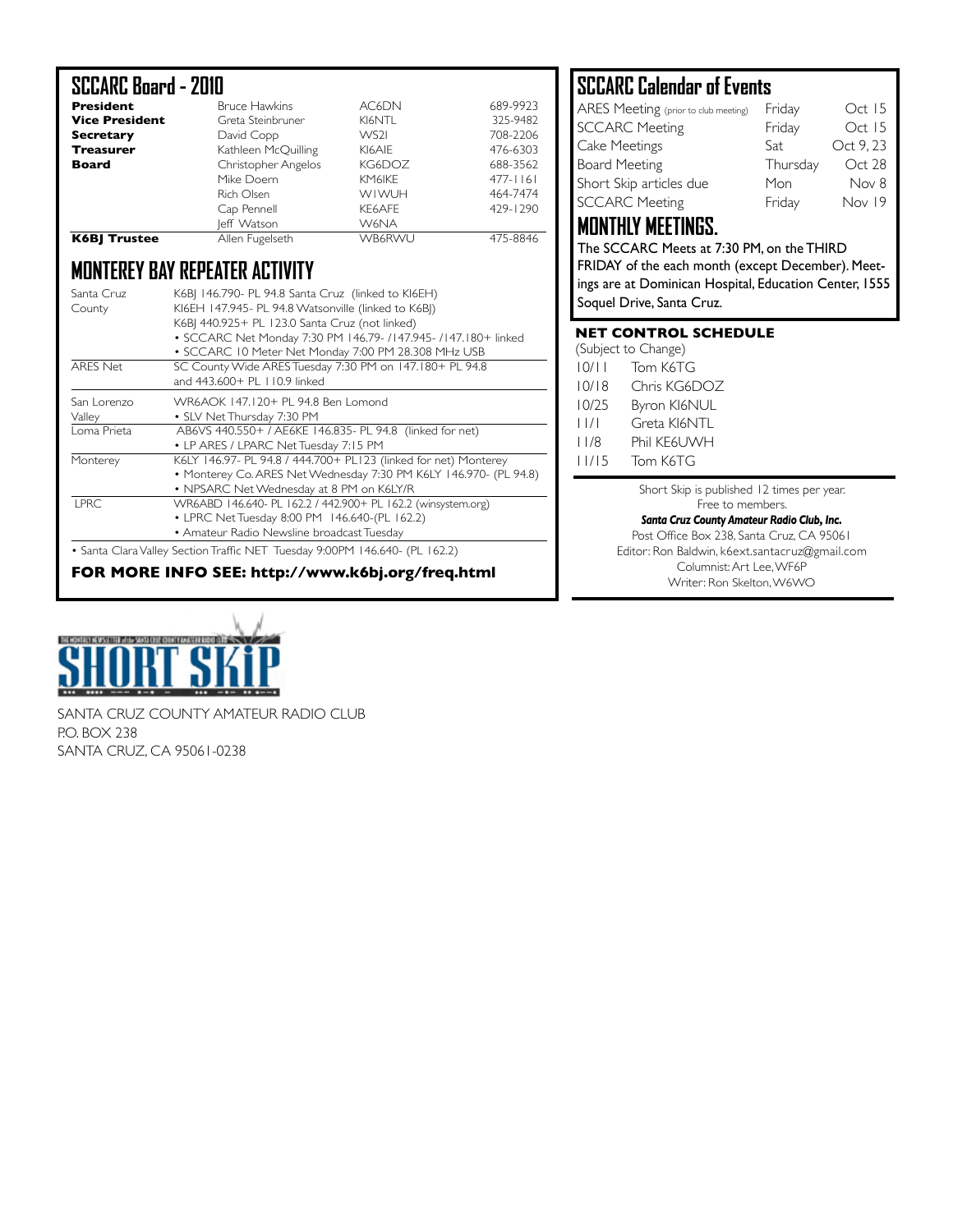## SCCARC Board - 2010

| | | | |
|---|---|---|---|
| **President** | Bruce Hawkins | AC6DN | 689-9923 |
| **Vice President** | Greta Steinbruner | KI6NTL | 325-9482 |
| **Secretary** | David Copp | WS2I | 708-2206 |
| **Treasurer** | Kathleen McQuilling | KI6AIE | 476-6303 |
| **Board** | Christopher Angelos | KG6DOZ | 688-3562 |
| | Mike Doern | KM6IKE | 477-1161 |
| | Rich Olsen | W1WUH | 464-7474 |
| | Cap Pennell | KE6AFE | 429-1290 |
| | Jeff Watson | W6NA | |
| **K6BJ Trustee** | Allen Fugelseth | WB6RWU | 475-8846 |

## MONTEREY BAY REPEATER ACTIVITY

| | |
|---|---|
| Santa Cruz County | K6BJ 146.790- PL 94.8 Santa Cruz (linked to KI6EH)<br>KI6EH 147.945- PL 94.8 Watsonville (linked to K6BJ)<br>K6BJ 440.925+ PL 123.0 Santa Cruz (not linked)<br>• SCCARC Net Monday 7:30 PM 146.79- /147.945- /147.180+ linked<br>• SCCARC 10 Meter Net Monday 7:00 PM 28.308 MHz USB |
| ARES Net | SC County Wide ARES Tuesday 7:30 PM on 147.180+ PL 94.8 and 443.600+ PL 110.9 linked |
| San Lorenzo Valley | WR6AOK 147.120+ PL 94.8 Ben Lomond<br>• SLV Net Thursday 7:30 PM |
| Loma Prieta | AB6VS 440.550+ / AE6KE 146.835- PL 94.8 (linked for net)<br>• LP ARES / LPARC Net Tuesday 7:15 PM |
| Monterey | K6LY 146.97- PL 94.8 / 444.700+ PL123 (linked for net) Monterey<br>• Monterey Co. ARES Net Wednesday 7:30 PM K6LY 146.970- (PL 94.8)<br>• NPSARC Net Wednesday at 8 PM on K6LY/R |
| LPRC | WR6ABD 146.640- PL 162.2 / 442.900+ PL 162.2 (winsystem.org)<br>• LPRC Net Tuesday 8:00 PM 146.640-(PL 162.2)<br>• Amateur Radio Newsline broadcast Tuesday |

• Santa Clara Valley Section Traffic NET Tuesday 9:00PM 146.640- (PL 162.2)

**FOR MORE INFO SEE: http://www.k6bj.org/freq.html**

## SCCARC Calendar of Events

| | | |
|---|---|---|
| ARES Meeting (prior to club meeting) | Friday | Oct 15 |
| SCCARC Meeting | Friday | Oct 15 |
| Cake Meetings | Sat | Oct 9, 23 |
| Board Meeting | Thursday | Oct 28 |
| Short Skip articles due | Mon | Nov 8 |
| SCCARC Meeting | Friday | Nov 19 |

## MONTHLY MEETINGS.

The SCCARC Meets at 7:30 PM, on the THIRD FRIDAY of the each month (except December). Meetings are at Dominican Hospital, Education Center, 1555 Soquel Drive, Santa Cruz.

### NET CONTROL SCHEDULE

(Subject to Change)

| | |
|---|---|
| 10/11 | Tom K6TG |
| 10/18 | Chris KG6DOZ |
| 10/25 | Byron KI6NUL |
| 11/1 | Greta KI6NTL |
| 11/8 | Phil KE6UWH |
| 11/15 | Tom K6TG |

Short Skip is published 12 times per year.
Free to members.
***Santa Cruz County Amateur Radio Club, Inc.***
Post Office Box 238, Santa Cruz, CA 95061
Editor: Ron Baldwin, k6ext.santacruz@gmail.com
Columnist: Art Lee, WF6P
Writer: Ron Skelton, W6WO

THE MONTHLY NEWSLETTER of the SANTA CRUZ COUNTY AMATEUR RADIO CLUB

SHORT SKIP

SANTA CRUZ COUNTY AMATEUR RADIO CLUB
P.O. BOX 238
SANTA CRUZ, CA 95061-0238